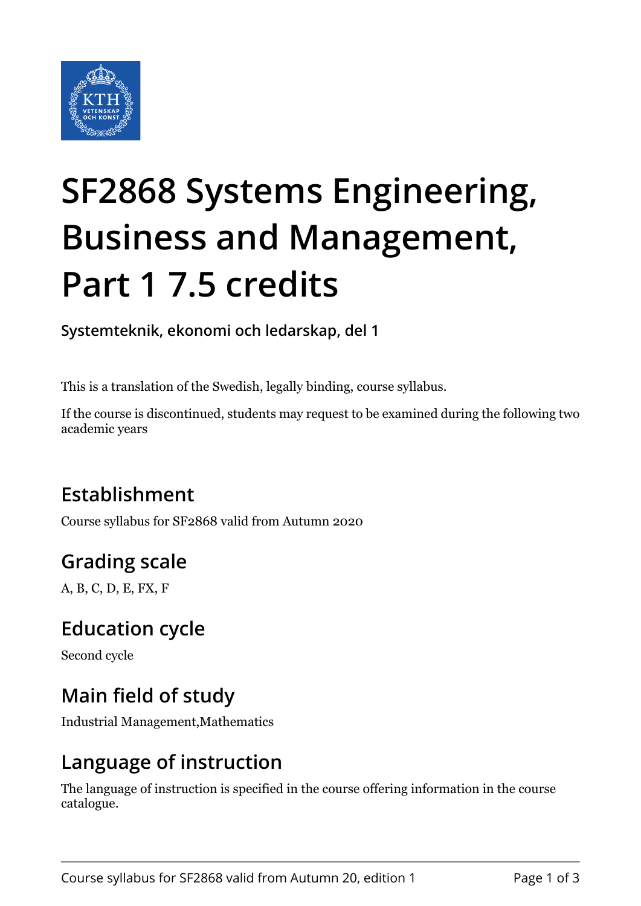# SF2868 Systems Engineering, Business and Management, Part 1 7.5 credits

**Systemteknik, ekonomi och ledarskap, del 1**

This is a translation of the Swedish, legally binding, course syllabus.

If the course is discontinued, students may request to be examined during the following two academic years

## Establishment

Course syllabus for SF2868 valid from Autumn 2020

## Grading scale

A, B, C, D, E, FX, F

## Education cycle

Second cycle

## Main field of study

Industrial Management,Mathematics

## Language of instruction

The language of instruction is specified in the course offering information in the course catalogue.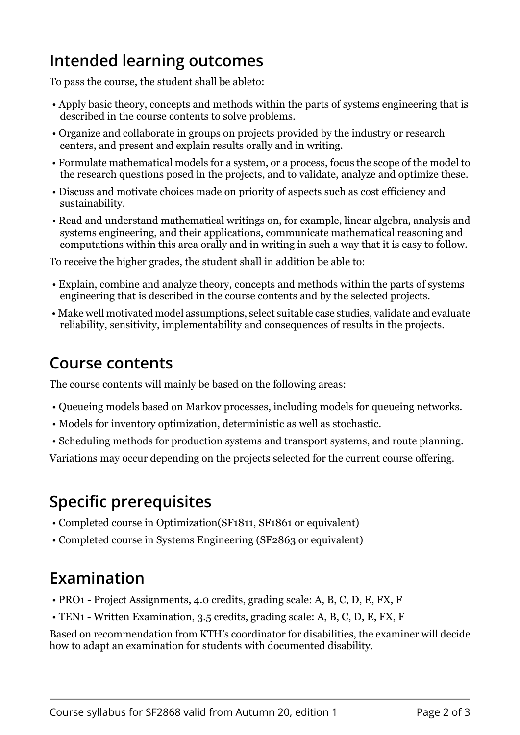## Intended learning outcomes

To pass the course, the student shall be ableto:

- Apply basic theory, concepts and methods within the parts of systems engineering that is described in the course contents to solve problems.
- Organize and collaborate in groups on projects provided by the industry or research centers, and present and explain results orally and in writing.
- Formulate mathematical models for a system, or a process, focus the scope of the model to the research questions posed in the projects, and to validate, analyze and optimize these.
- Discuss and motivate choices made on priority of aspects such as cost efficiency and sustainability.
- Read and understand mathematical writings on, for example, linear algebra, analysis and systems engineering, and their applications, communicate mathematical reasoning and computations within this area orally and in writing in such a way that it is easy to follow.

To receive the higher grades, the student shall in addition be able to:

- Explain, combine and analyze theory, concepts and methods within the parts of systems engineering that is described in the course contents and by the selected projects.
- Make well motivated model assumptions, select suitable case studies, validate and evaluate reliability, sensitivity, implementability and consequences of results in the projects.

## Course contents

The course contents will mainly be based on the following areas:

- Queueing models based on Markov processes, including models for queueing networks.
- Models for inventory optimization, deterministic as well as stochastic.
- Scheduling methods for production systems and transport systems, and route planning.

Variations may occur depending on the projects selected for the current course offering.

## Specific prerequisites

- Completed course in Optimization(SF1811, SF1861 or equivalent)
- Completed course in Systems Engineering (SF2863 or equivalent)

## Examination

- PRO1 - Project Assignments, 4.0 credits, grading scale: A, B, C, D, E, FX, F
- TEN1 - Written Examination, 3.5 credits, grading scale: A, B, C, D, E, FX, F

Based on recommendation from KTH's coordinator for disabilities, the examiner will decide how to adapt an examination for students with documented disability.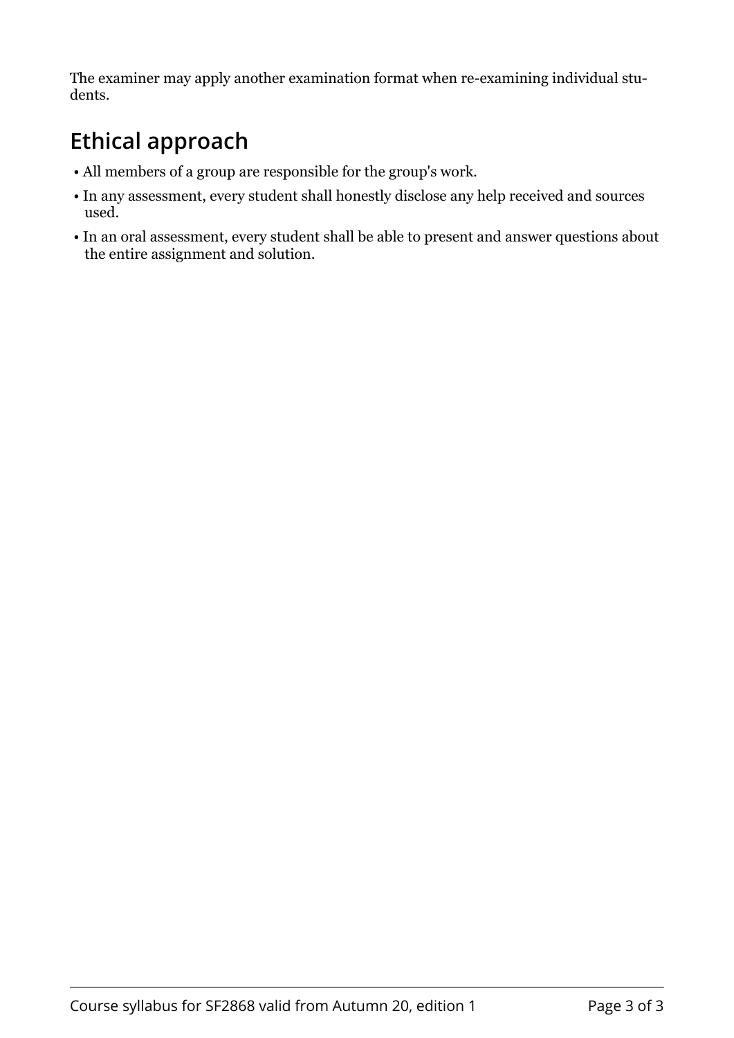The examiner may apply another examination format when re-examining individual students.

## Ethical approach

- All members of a group are responsible for the group's work.
- In any assessment, every student shall honestly disclose any help received and sources used.
- In an oral assessment, every student shall be able to present and answer questions about the entire assignment and solution.